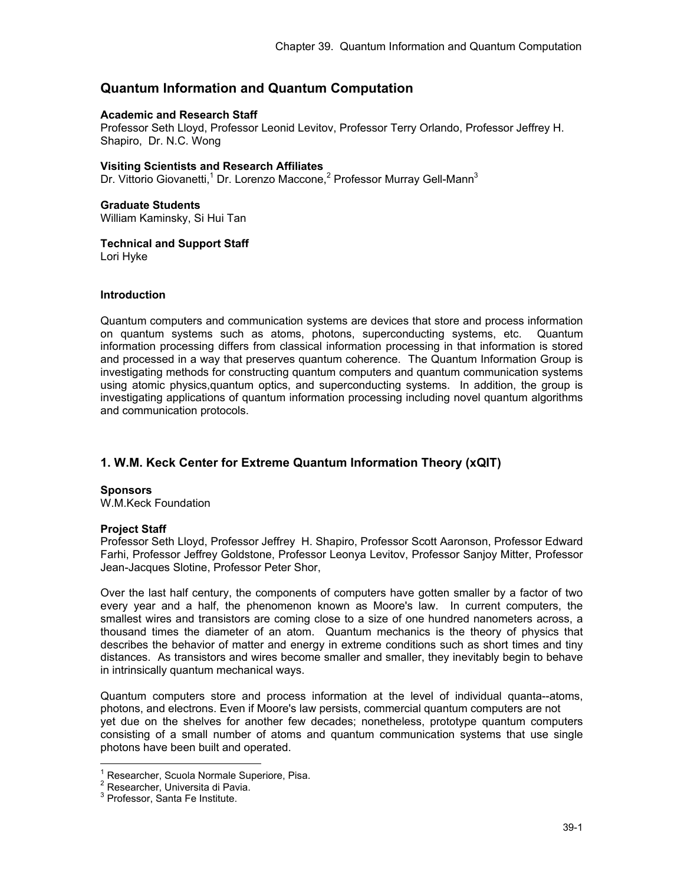# Quantum Information and Quantum Computation

**Academic and Research Staff**
Professor Seth Lloyd, Professor Leonid Levitov, Professor Terry Orlando, Professor Jeffrey H. Shapiro, Dr. N.C. Wong

**Visiting Scientists and Research Affiliates**
Dr. Vittorio Giovanetti,[1] Dr. Lorenzo Maccone,[2] Professor Murray Gell-Mann[3]

**Graduate Students**
William Kaminsky, Si Hui Tan

**Technical and Support Staff**
Lori Hyke

### Introduction

Quantum computers and communication systems are devices that store and process information on quantum systems such as atoms, photons, superconducting systems, etc. Quantum information processing differs from classical information processing in that information is stored and processed in a way that preserves quantum coherence. The Quantum Information Group is investigating methods for constructing quantum computers and quantum communication systems using atomic physics,quantum optics, and superconducting systems. In addition, the group is investigating applications of quantum information processing including novel quantum algorithms and communication protocols.

## 1. W.M. Keck Center for Extreme Quantum Information Theory (xQIT)

**Sponsors**
W.M.Keck Foundation

**Project Staff**
Professor Seth Lloyd, Professor Jeffrey H. Shapiro, Professor Scott Aaronson, Professor Edward Farhi, Professor Jeffrey Goldstone, Professor Leonya Levitov, Professor Sanjoy Mitter, Professor Jean-Jacques Slotine, Professor Peter Shor,

Over the last half century, the components of computers have gotten smaller by a factor of two every year and a half, the phenomenon known as Moore's law. In current computers, the smallest wires and transistors are coming close to a size of one hundred nanometers across, a thousand times the diameter of an atom. Quantum mechanics is the theory of physics that describes the behavior of matter and energy in extreme conditions such as short times and tiny distances. As transistors and wires become smaller and smaller, they inevitably begin to behave in intrinsically quantum mechanical ways.

Quantum computers store and process information at the level of individual quanta--atoms, photons, and electrons. Even if Moore's law persists, commercial quantum computers are not yet due on the shelves for another few decades; nonetheless, prototype quantum computers consisting of a small number of atoms and quantum communication systems that use single photons have been built and operated.

---

[1] Researcher, Scuola Normale Superiore, Pisa.
[2] Researcher, Universita di Pavia.
[3] Professor, Santa Fe Institute.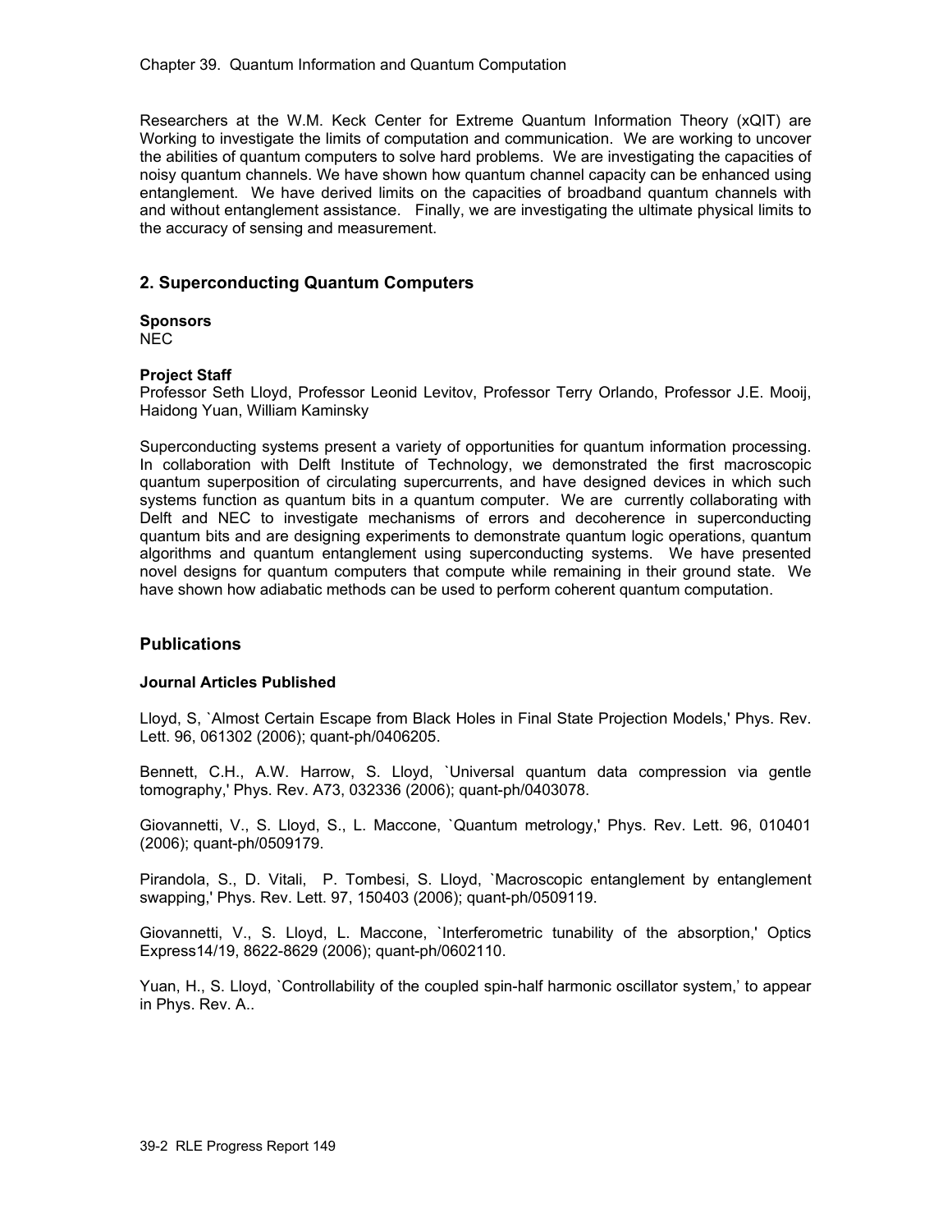Researchers at the W.M. Keck Center for Extreme Quantum Information Theory (xQIT) are Working to investigate the limits of computation and communication. We are working to uncover the abilities of quantum computers to solve hard problems. We are investigating the capacities of noisy quantum channels. We have shown how quantum channel capacity can be enhanced using entanglement. We have derived limits on the capacities of broadband quantum channels with and without entanglement assistance. Finally, we are investigating the ultimate physical limits to the accuracy of sensing and measurement.

## 2. Superconducting Quantum Computers

**Sponsors**
NEC

**Project Staff**
Professor Seth Lloyd, Professor Leonid Levitov, Professor Terry Orlando, Professor J.E. Mooij, Haidong Yuan, William Kaminsky

Superconducting systems present a variety of opportunities for quantum information processing. In collaboration with Delft Institute of Technology, we demonstrated the first macroscopic quantum superposition of circulating supercurrents, and have designed devices in which such systems function as quantum bits in a quantum computer. We are currently collaborating with Delft and NEC to investigate mechanisms of errors and decoherence in superconducting quantum bits and are designing experiments to demonstrate quantum logic operations, quantum algorithms and quantum entanglement using superconducting systems. We have presented novel designs for quantum computers that compute while remaining in their ground state. We have shown how adiabatic methods can be used to perform coherent quantum computation.

## Publications

### Journal Articles Published

Lloyd, S, `Almost Certain Escape from Black Holes in Final State Projection Models,' Phys. Rev. Lett. 96, 061302 (2006); quant-ph/0406205.

Bennett, C.H., A.W. Harrow, S. Lloyd, `Universal quantum data compression via gentle tomography,' Phys. Rev. A73, 032336 (2006); quant-ph/0403078.

Giovannetti, V., S. Lloyd, S., L. Maccone, `Quantum metrology,' Phys. Rev. Lett. 96, 010401 (2006); quant-ph/0509179.

Pirandola, S., D. Vitali, P. Tombesi, S. Lloyd, `Macroscopic entanglement by entanglement swapping,' Phys. Rev. Lett. 97, 150403 (2006); quant-ph/0509119.

Giovannetti, V., S. Lloyd, L. Maccone, `Interferometric tunability of the absorption,' Optics Express14/19, 8622-8629 (2006); quant-ph/0602110.

Yuan, H., S. Lloyd, `Controllability of the coupled spin-half harmonic oscillator system,' to appear in Phys. Rev. A..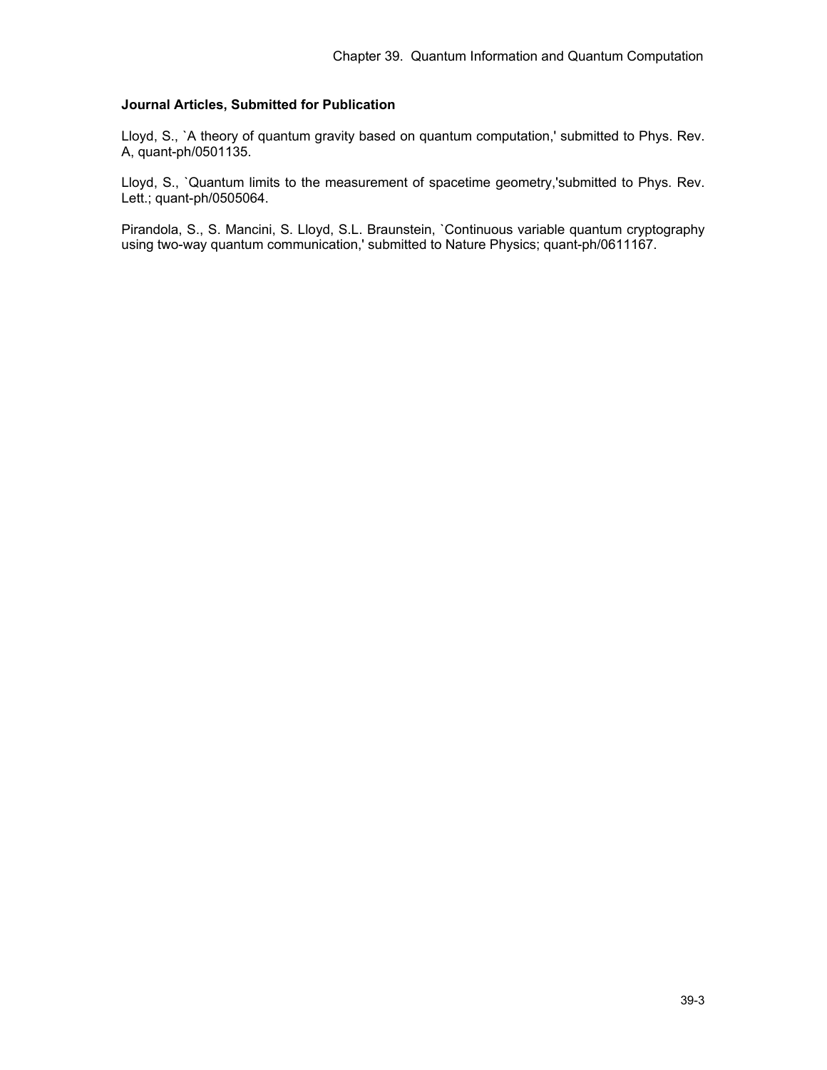### Journal Articles, Submitted for Publication

Lloyd, S., `A theory of quantum gravity based on quantum computation,' submitted to Phys. Rev. A, quant-ph/0501135.

Lloyd, S., `Quantum limits to the measurement of spacetime geometry,'submitted to Phys. Rev. Lett.; quant-ph/0505064.

Pirandola, S., S. Mancini, S. Lloyd, S.L. Braunstein, `Continuous variable quantum cryptography using two-way quantum communication,' submitted to Nature Physics; quant-ph/0611167.